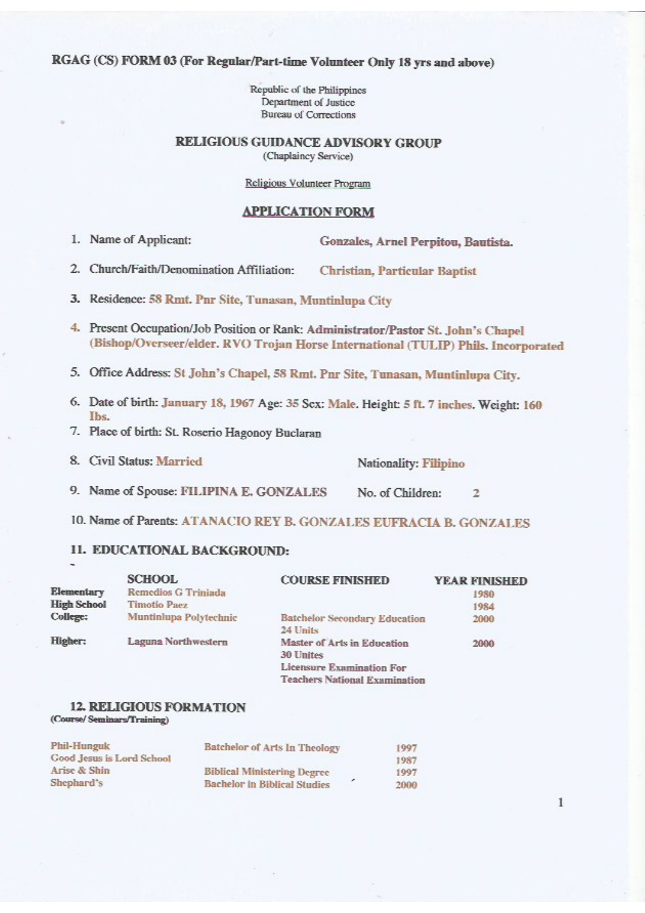RGAG (CS) FORM 03 (For Regular/Part-time Volunteer Only 18 yrs and above)

Republic of the Philippines
Department of Justice
Bureau of Corrections

## RELIGIOUS GUIDANCE ADVISORY GROUP

(Chaplaincy Service)

Religious Volunteer Program

## APPLICATION FORM

1. Name of Applicant: **Gonzales, Arnel Perpitou, Bautista.**
2. Church/Faith/Denomination Affiliation: **Christian, Particular Baptist**
3. Residence: **58 Rmt. Pnr Site, Tunasan, Muntinlupa City**
4. Present Occupation/Job Position or Rank: **Administrator/Pastor St. John's Chapel (Bishop/Overseer/elder. RVO Trojan Horse International (TULIP) Phils. Incorporated**
5. Office Address: **St John's Chapel, 58 Rmt. Pnr Site, Tunasan, Muntinlupa City.**
6. Date of birth: **January 18, 1967** Age: **35** Sex: **Male.** Height: **5 ft. 7 inches.** Weight: **160 lbs.**
7. Place of birth: St. Roserio Hagonoy Buclaran
8. Civil Status: **Married** Nationality: **Filipino**
9. Name of Spouse: **FILIPINA E. GONZALES** No. of Children: 2
10. Name of Parents: **ATANACIO REY B. GONZALES EUFRACIA B. GONZALES**

### 11. EDUCATIONAL BACKGROUND:

| | SCHOOL | COURSE FINISHED | YEAR FINISHED |
|---|---|---|---|
| **Elementary** | Remedios G Triniada | | 1980 |
| **High School** | Timotio Paez | | 1984 |
| **College:** | Muntinlupa Polytechnic | Batchelor Secondary Education 24 Units | 2000 |
| **Higher:** | Laguna Northwestern | Master of Arts in Education 30 Unites<br>Licensure Examination For Teachers National Examination | 2000 |

### 12. RELIGIOUS FORMATION

**(Course/ Seminars/Training)**

| | | |
|---|---|---|
| Phil-Hunguk | Batchelor of Arts In Theology | 1997 |
| Good Jesus is Lord School | | 1987 |
| Arise & Shin | Biblical Ministering Degree | 1997 |
| Shephard's | Bachelor in Biblical Studies | 2000 |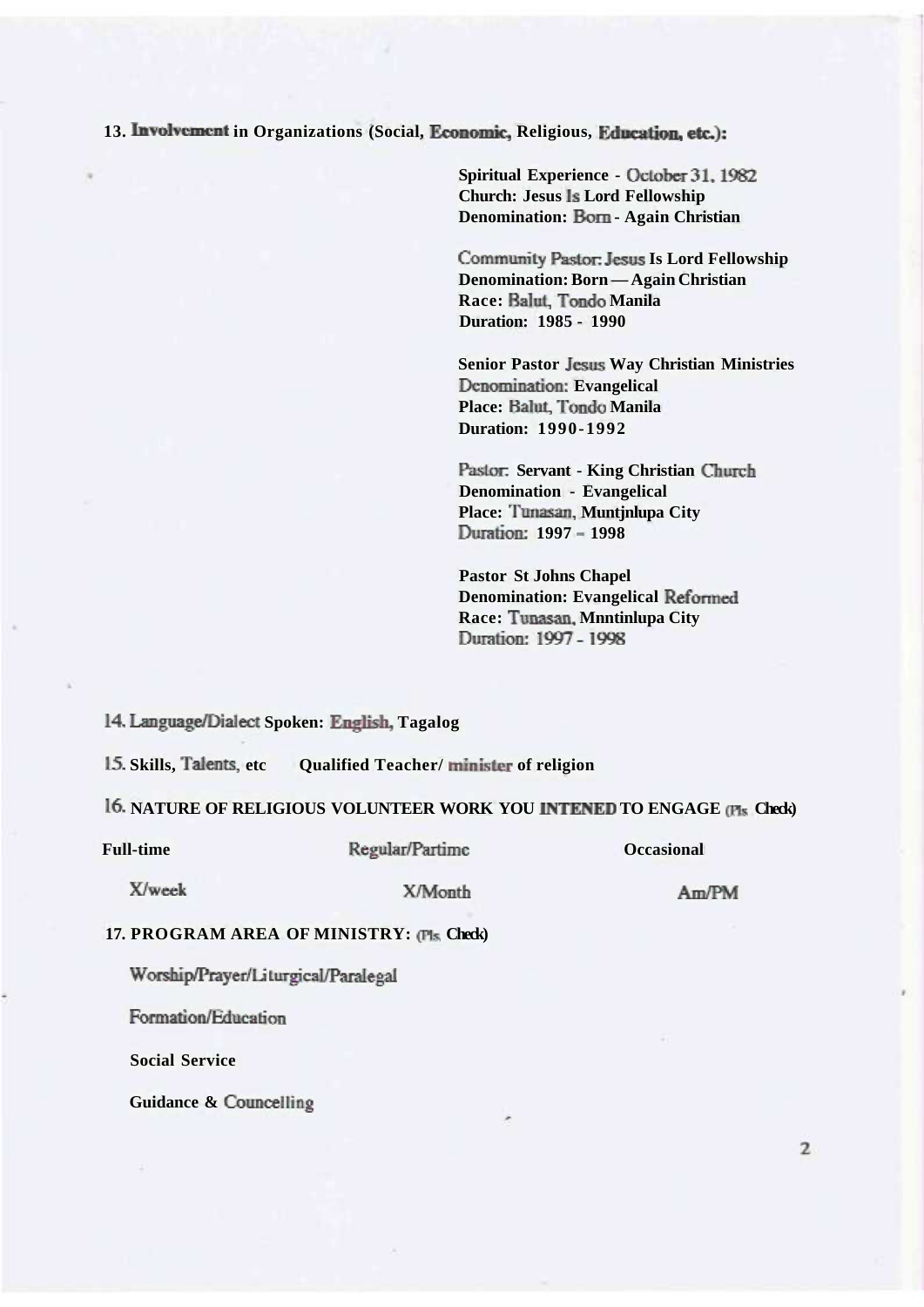**13. Involvement in Organizations (Social, Economic, Religious, Education, etc.):**

**Spiritual Experience - October 31, 1982**
**Church: Jesus Is Lord Fellowship**
**Denomination: Born - Again Christian**

**Community Pastor: Jesus Is Lord Fellowship**
**Denomination: Born — Again Christian**
**Race: Balut, Tondo Manila**
**Duration: 1985 - 1990**

**Senior Pastor Jesus Way Christian Ministries**
**Denomination: Evangelical**
**Place: Balut, Tondo Manila**
**Duration: 1990-1992**

**Pastor: Servant - King Christian Church**
**Denomination - Evangelical**
**Place: Tunasan, Muntjnlupa City**
**Duration: 1997 – 1998**

**Pastor St Johns Chapel**
**Denomination: Evangelical Reformed**
**Race: Tunasan, Mnntinlupa City**
**Duration: 1997 - 1998**

**14. Language/Dialect Spoken: English, Tagalog**

**15. Skills, Talents, etc Qualified Teacher/ minister of religion**

**16. NATURE OF RELIGIOUS VOLUNTEER WORK YOU INTENED TO ENGAGE (Pls Check)**

| Full-time | Regular/Partime | Occasional |
|---|---|---|
| X/week | X/Month | Am/PM |

**17. PROGRAM AREA OF MINISTRY: (Pls Check)**

Worship/Prayer/Liturgical/Paralegal

Formation/Education

**Social Service**

**Guidance & Councelling**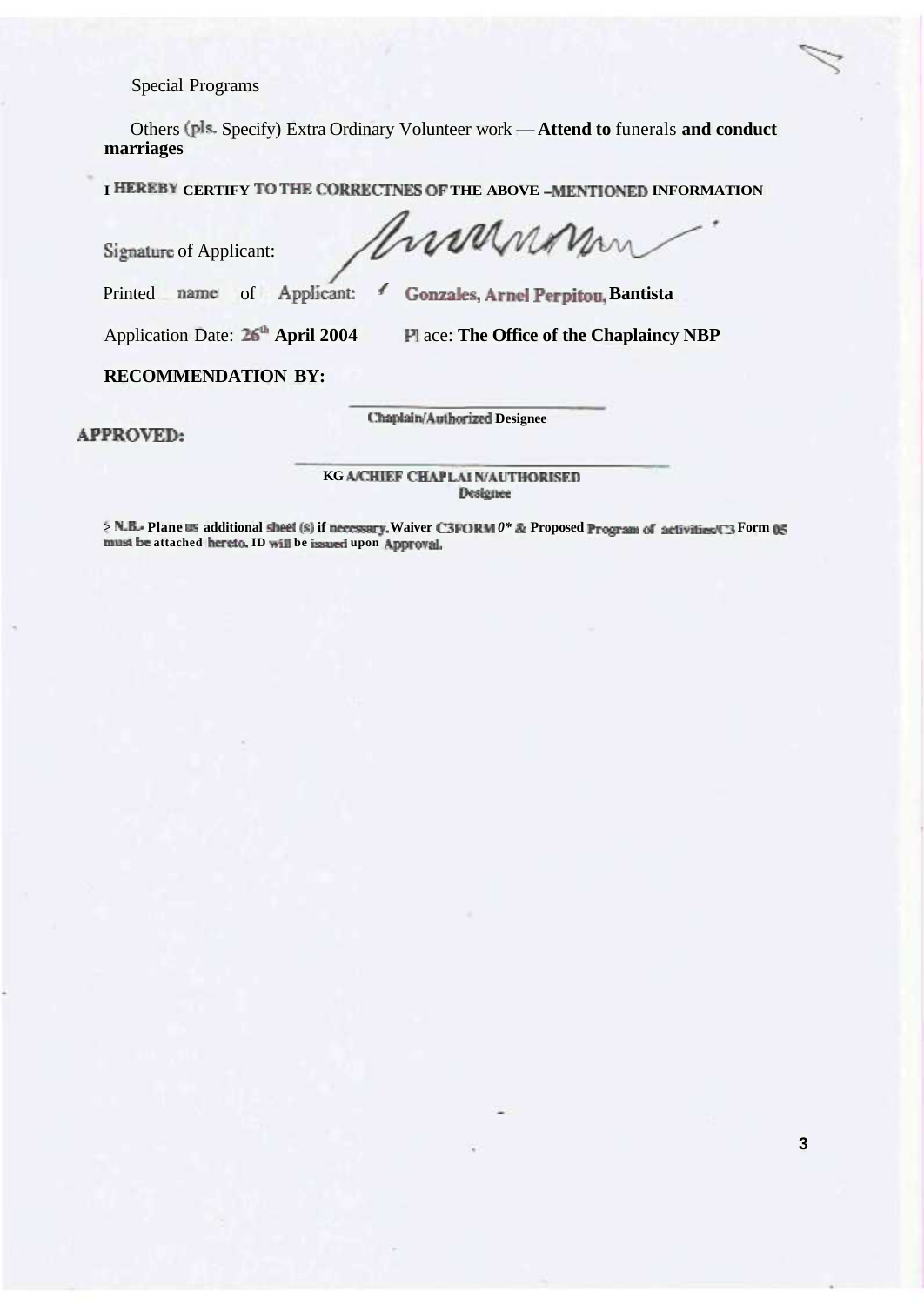Special Programs

Others (pls. Specify) Extra Ordinary Volunteer work — **Attend to** funerals **and conduct marriages**

I HEREBY **CERTIFY TO THE CORRECTNES OF THE ABOVE –MENTIONED INFORMATION**

Signature of Applicant:

Printed name of Applicant: **Gonzales, Arnel Perpitou, Bantista**

Application Date: **26th April 2004** Place: **The Office of the Chaplaincy NBP**

**RECOMMENDATION BY:**

______________________________
**Chaplain/Authorized Designee**

**APPROVED:**

______________________________
**KG A/CHIEF CHAPLAIN/AUTHORISED Designee**

> **N.B.- Plane us additional sheet (s) if necessary. Waiver C3FORM 0* & Proposed Program of activities/C3 Form 05 must be attached hereto. ID will be issued upon Approval.**